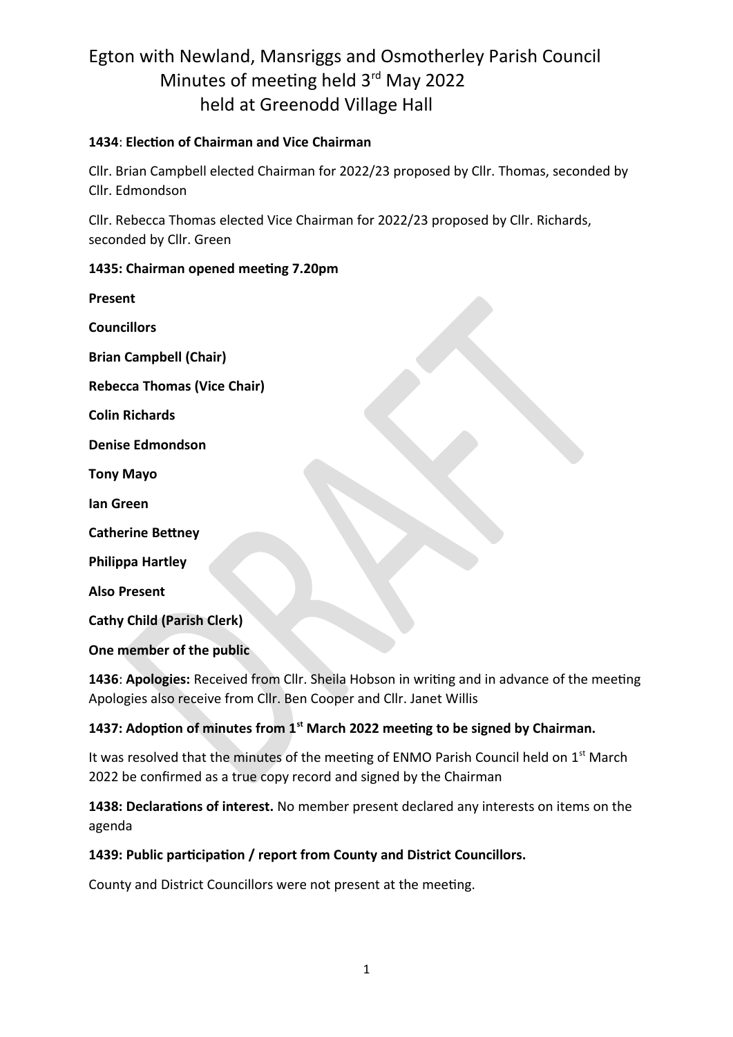# Egton with Newland, Mansriggs and Osmotherley Parish Council
## Minutes of meeting held 3rd May 2022
## held at Greenodd Village Hall

**1434**: **Election of Chairman and Vice Chairman**

Cllr. Brian Campbell elected Chairman for 2022/23 proposed by Cllr. Thomas, seconded by Cllr. Edmondson

Cllr. Rebecca Thomas elected Vice Chairman for 2022/23 proposed by Cllr. Richards, seconded by Cllr. Green

**1435: Chairman opened meeting 7.20pm**

**Present**

**Councillors**

**Brian Campbell (Chair)**

**Rebecca Thomas (Vice Chair)**

**Colin Richards**

**Denise Edmondson**

**Tony Mayo**

**Ian Green**

**Catherine Bettney**

**Philippa Hartley**

**Also Present**

**Cathy Child (Parish Clerk)**

**One member of the public**

**1436**: **Apologies:** Received from Cllr. Sheila Hobson in writing and in advance of the meeting Apologies also receive from Cllr. Ben Cooper and Cllr. Janet Willis

**1437: Adoption of minutes from 1st March 2022 meeting to be signed by Chairman.**

It was resolved that the minutes of the meeting of ENMO Parish Council held on 1st March 2022 be confirmed as a true copy record and signed by the Chairman

**1438: Declarations of interest.** No member present declared any interests on items on the agenda

**1439: Public participation / report from County and District Councillors.**

County and District Councillors were not present at the meeting.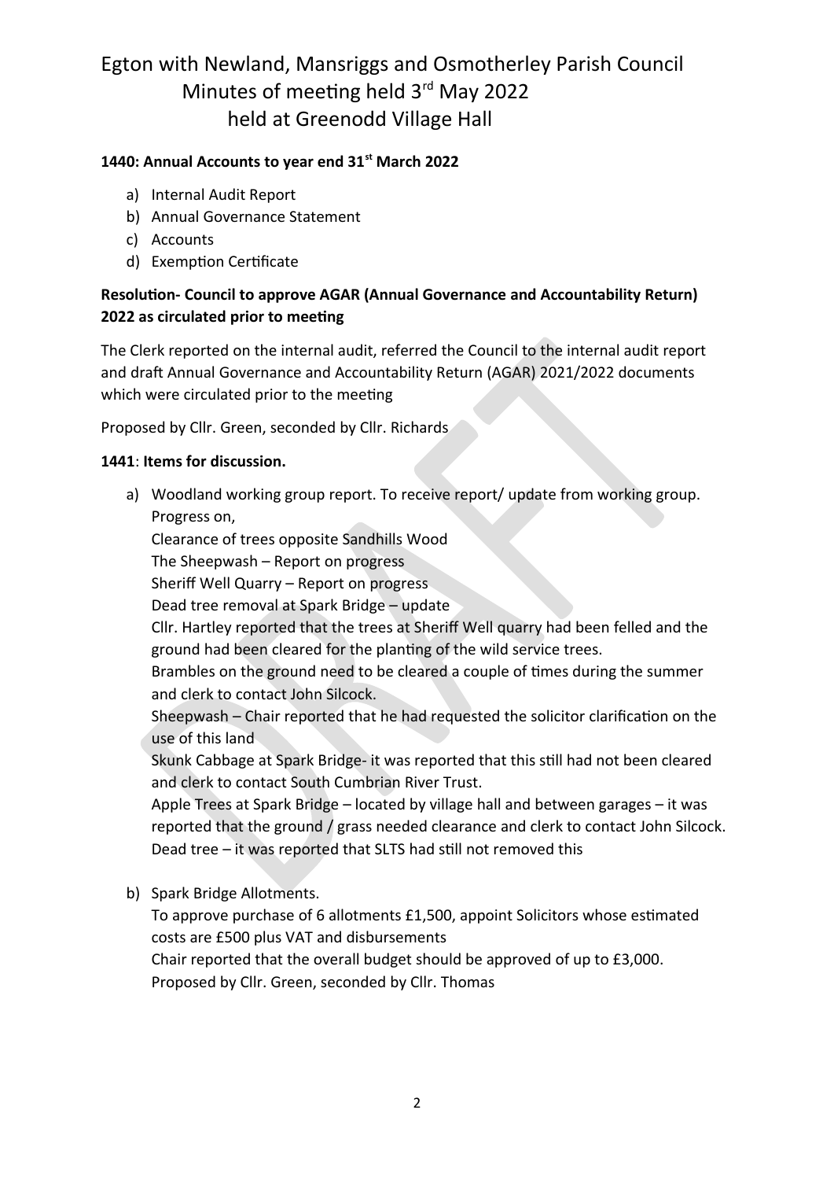# Egton with Newland, Mansriggs and Osmotherley Parish Council
## Minutes of meeting held 3rd May 2022
## held at Greenodd Village Hall

**1440: Annual Accounts to year end 31st March 2022**

a) Internal Audit Report
b) Annual Governance Statement
c) Accounts
d) Exemption Certificate

**Resolution- Council to approve AGAR (Annual Governance and Accountability Return) 2022 as circulated prior to meeting**

The Clerk reported on the internal audit, referred the Council to the internal audit report and draft Annual Governance and Accountability Return (AGAR) 2021/2022 documents which were circulated prior to the meeting

Proposed by Cllr. Green, seconded by Cllr. Richards

**1441**: **Items for discussion.**

a) Woodland working group report. To receive report/ update from working group. Progress on,
   Clearance of trees opposite Sandhills Wood
   The Sheepwash – Report on progress
   Sheriff Well Quarry – Report on progress
   Dead tree removal at Spark Bridge – update
   Cllr. Hartley reported that the trees at Sheriff Well quarry had been felled and the ground had been cleared for the planting of the wild service trees.
   Brambles on the ground need to be cleared a couple of times during the summer and clerk to contact John Silcock.
   Sheepwash – Chair reported that he had requested the solicitor clarification on the use of this land
   Skunk Cabbage at Spark Bridge- it was reported that this still had not been cleared and clerk to contact South Cumbrian River Trust.
   Apple Trees at Spark Bridge – located by village hall and between garages – it was reported that the ground / grass needed clearance and clerk to contact John Silcock.
   Dead tree – it was reported that SLTS had still not removed this

b) Spark Bridge Allotments.
   To approve purchase of 6 allotments £1,500, appoint Solicitors whose estimated costs are £500 plus VAT and disbursements
   Chair reported that the overall budget should be approved of up to £3,000.
   Proposed by Cllr. Green, seconded by Cllr. Thomas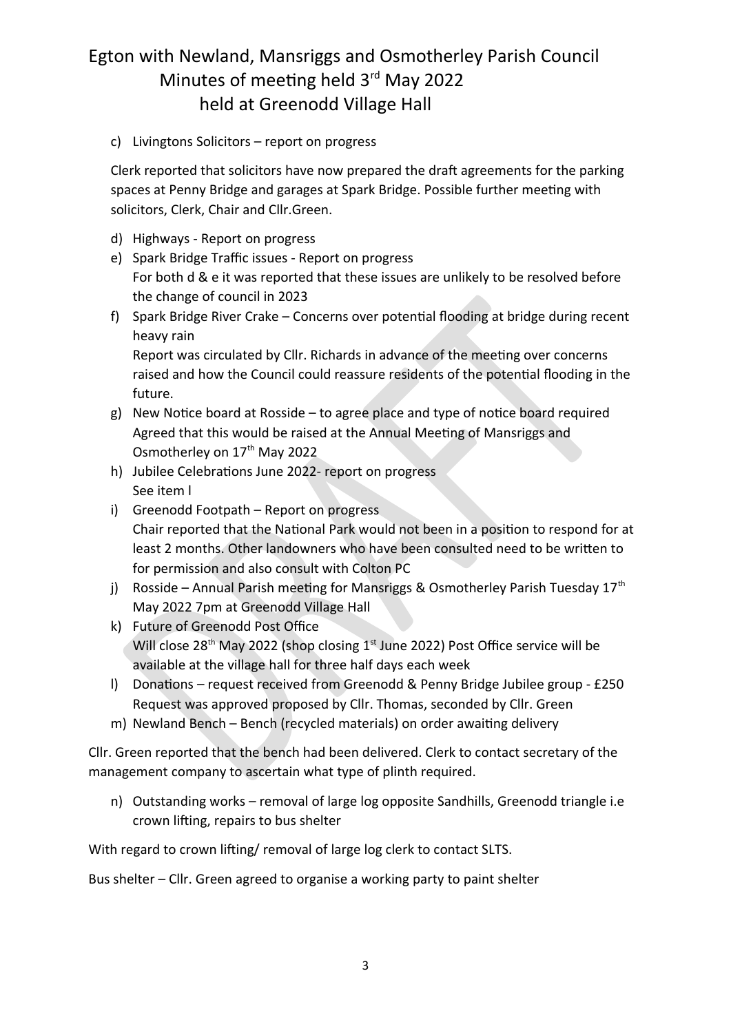# Egton with Newland, Mansriggs and Osmotherley Parish Council
## Minutes of meeting held 3rd May 2022
## held at Greenodd Village Hall

c) Livingtons Solicitors – report on progress

Clerk reported that solicitors have now prepared the draft agreements for the parking spaces at Penny Bridge and garages at Spark Bridge. Possible further meeting with solicitors, Clerk, Chair and Cllr.Green.

d) Highways - Report on progress
e) Spark Bridge Traffic issues - Report on progress
   For both d & e it was reported that these issues are unlikely to be resolved before the change of council in 2023
f) Spark Bridge River Crake – Concerns over potential flooding at bridge during recent heavy rain
   Report was circulated by Cllr. Richards in advance of the meeting over concerns raised and how the Council could reassure residents of the potential flooding in the future.
g) New Notice board at Rosside – to agree place and type of notice board required
   Agreed that this would be raised at the Annual Meeting of Mansriggs and Osmotherley on 17th May 2022
h) Jubilee Celebrations June 2022- report on progress
   See item l
i) Greenodd Footpath – Report on progress
   Chair reported that the National Park would not been in a position to respond for at least 2 months. Other landowners who have been consulted need to be written to for permission and also consult with Colton PC
j) Rosside – Annual Parish meeting for Mansriggs & Osmotherley Parish Tuesday 17th May 2022 7pm at Greenodd Village Hall
k) Future of Greenodd Post Office
   Will close 28th May 2022 (shop closing 1st June 2022) Post Office service will be available at the village hall for three half days each week
l) Donations – request received from Greenodd & Penny Bridge Jubilee group - £250
   Request was approved proposed by Cllr. Thomas, seconded by Cllr. Green
m) Newland Bench – Bench (recycled materials) on order awaiting delivery

Cllr. Green reported that the bench had been delivered. Clerk to contact secretary of the management company to ascertain what type of plinth required.

n) Outstanding works – removal of large log opposite Sandhills, Greenodd triangle i.e crown lifting, repairs to bus shelter

With regard to crown lifting/ removal of large log clerk to contact SLTS.

Bus shelter – Cllr. Green agreed to organise a working party to paint shelter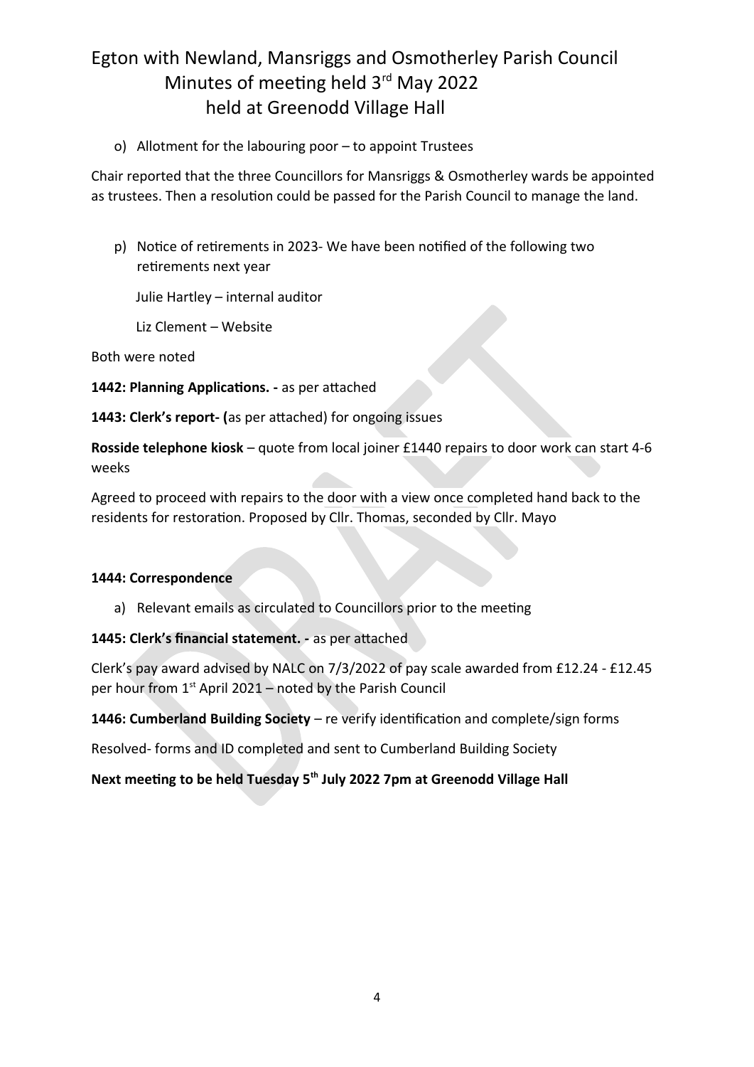# Egton with Newland, Mansriggs and Osmotherley Parish Council Minutes of meeting held 3rd May 2022 held at Greenodd Village Hall

o) Allotment for the labouring poor – to appoint Trustees

Chair reported that the three Councillors for Mansriggs & Osmotherley wards be appointed as trustees. Then a resolution could be passed for the Parish Council to manage the land.

p) Notice of retirements in 2023- We have been notified of the following two retirements next year

Julie Hartley – internal auditor

Liz Clement – Website

Both were noted

**1442: Planning Applications. -** as per attached

**1443: Clerk's report- (**as per attached) for ongoing issues

**Rosside telephone kiosk** – quote from local joiner £1440 repairs to door work can start 4-6 weeks

Agreed to proceed with repairs to the door with a view once completed hand back to the residents for restoration. Proposed by Cllr. Thomas, seconded by Cllr. Mayo

**1444: Correspondence**

a) Relevant emails as circulated to Councillors prior to the meeting

**1445: Clerk's financial statement. -** as per attached

Clerk's pay award advised by NALC on 7/3/2022 of pay scale awarded from £12.24 - £12.45 per hour from 1st April 2021 – noted by the Parish Council

**1446: Cumberland Building Society** – re verify identification and complete/sign forms

Resolved- forms and ID completed and sent to Cumberland Building Society

**Next meeting to be held Tuesday 5th July 2022 7pm at Greenodd Village Hall**